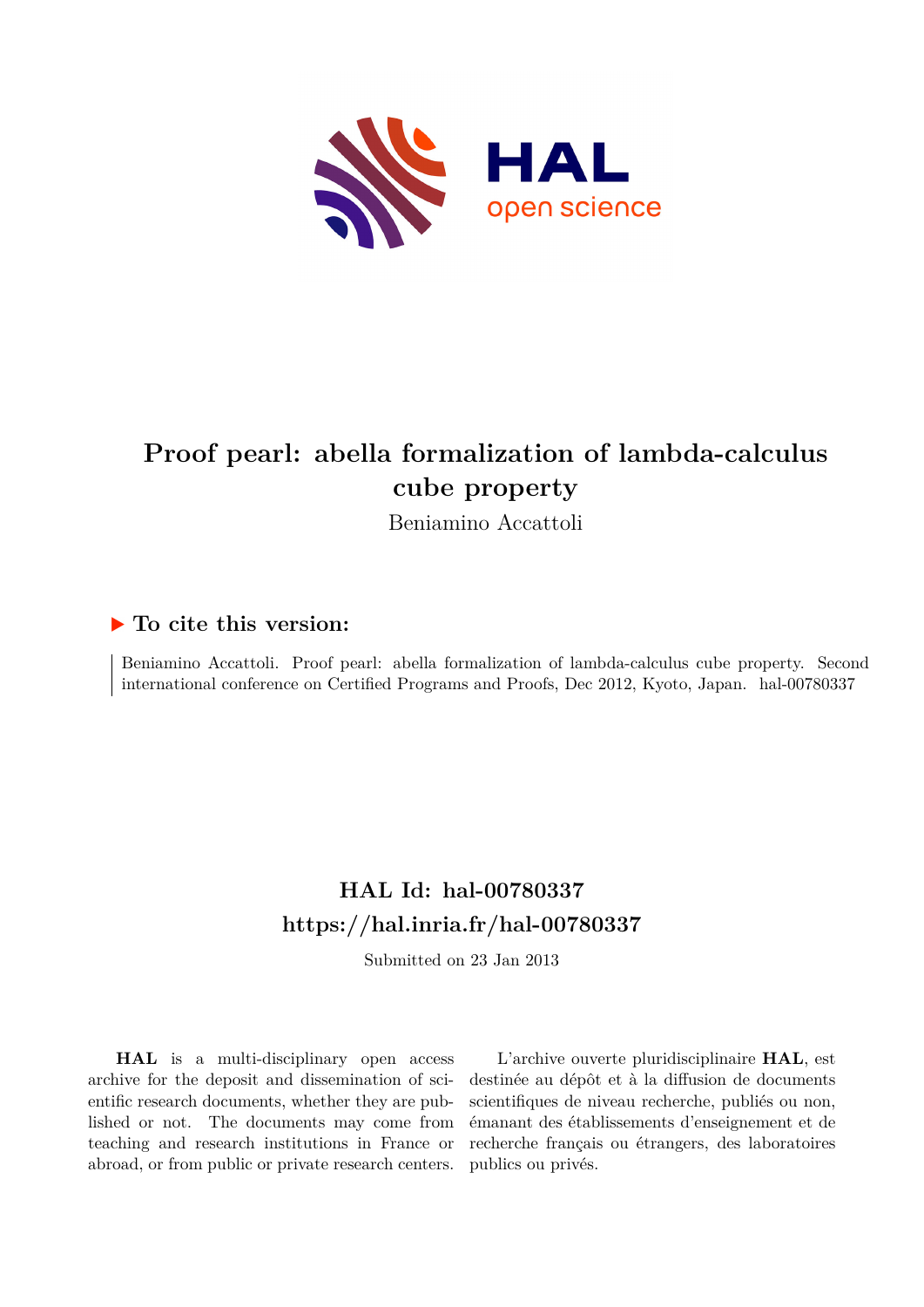# Proof pearl: abella formalization of lambda-calculus cube property

Beniamino Accattoli

## ▶ To cite this version:

Beniamino Accattoli. Proof pearl: abella formalization of lambda-calculus cube property. Second international conference on Certified Programs and Proofs, Dec 2012, Kyoto, Japan. hal-00780337

## HAL Id: hal-00780337
## https://hal.inria.fr/hal-00780337

Submitted on 23 Jan 2013

**HAL** is a multi-disciplinary open access archive for the deposit and dissemination of scientific research documents, whether they are published or not. The documents may come from teaching and research institutions in France or abroad, or from public or private research centers.

L'archive ouverte pluridisciplinaire **HAL**, est destinée au dépôt et à la diffusion de documents scientifiques de niveau recherche, publiés ou non, émanant des établissements d'enseignement et de recherche français ou étrangers, des laboratoires publics ou privés.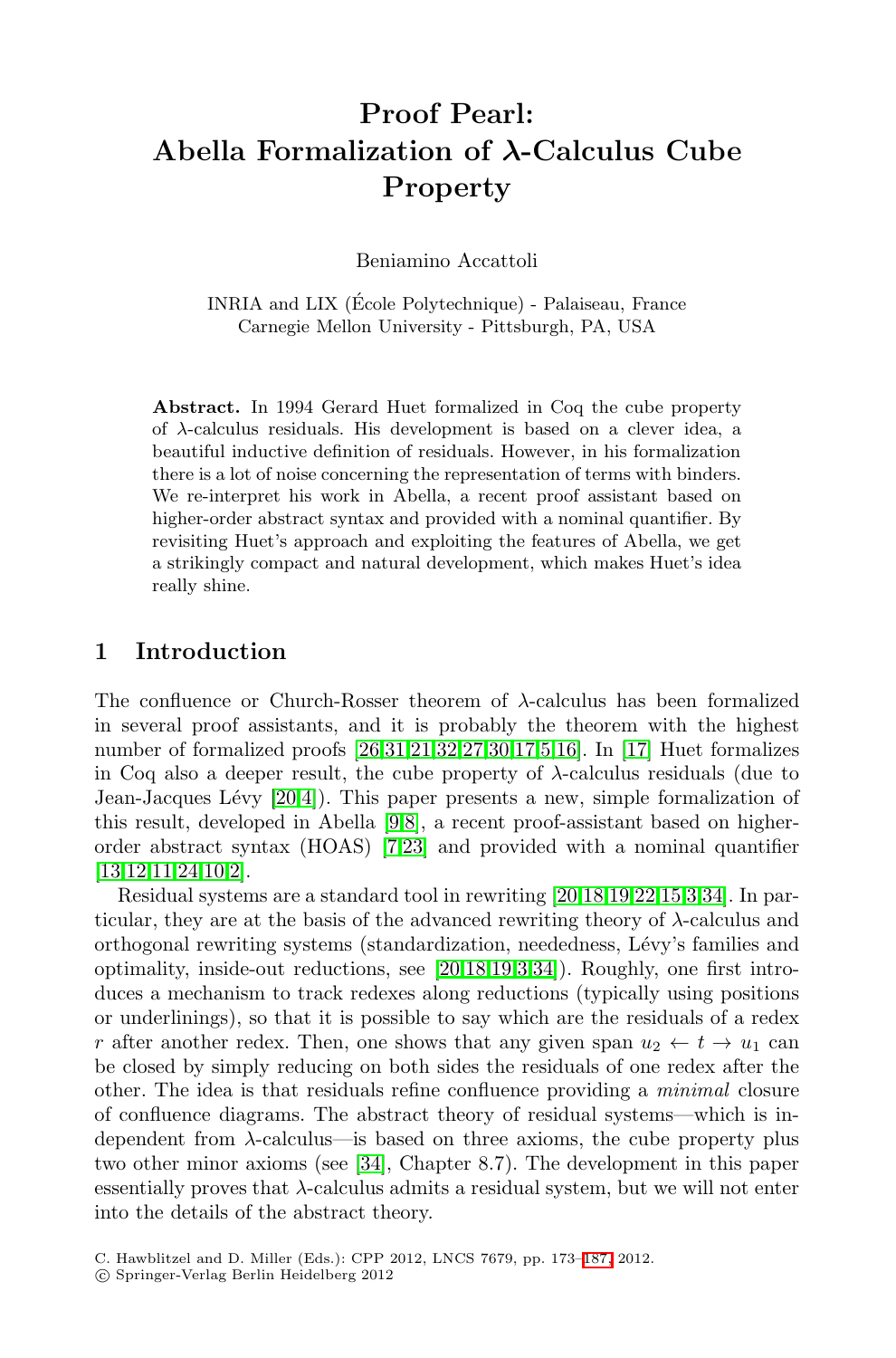# Proof Pearl: Abella Formalization of $\lambda$-Calculus Cube Property

Beniamino Accattoli

INRIA and LIX (École Polytechnique) - Palaiseau, France
Carnegie Mellon University - Pittsburgh, PA, USA

**Abstract.** In 1994 Gerard Huet formalized in Coq the cube property of $\lambda$-calculus residuals. His development is based on a clever idea, a beautiful inductive definition of residuals. However, in his formalization there is a lot of noise concerning the representation of terms with binders. We re-interpret his work in Abella, a recent proof assistant based on higher-order abstract syntax and provided with a nominal quantifier. By revisiting Huet's approach and exploiting the features of Abella, we get a strikingly compact and natural development, which makes Huet's idea really shine.

## 1 Introduction

The confluence or Church-Rosser theorem of $\lambda$-calculus has been formalized in several proof assistants, and it is probably the theorem with the highest number of formalized proofs [26,31,21,32,27,30,17,5,16]. In [17] Huet formalizes in Coq also a deeper result, the cube property of $\lambda$-calculus residuals (due to Jean-Jacques Lévy [20,4]). This paper presents a new, simple formalization of this result, developed in Abella [9,8], a recent proof-assistant based on higher-order abstract syntax (HOAS) [7,23] and provided with a nominal quantifier [13,12,11,24,10,2].

Residual systems are a standard tool in rewriting [20,18,19,22,15,3,34]. In particular, they are at the basis of the advanced rewriting theory of $\lambda$-calculus and orthogonal rewriting systems (standardization, neededness, Lévy's families and optimality, inside-out reductions, see [20,18,19,3,34]). Roughly, one first introduces a mechanism to track redexes along reductions (typically using positions or underlinings), so that it is possible to say which are the residuals of a redex $r$ after another redex. Then, one shows that any given span $u_2 \leftarrow t \rightarrow u_1$ can be closed by simply reducing on both sides the residuals of one redex after the other. The idea is that residuals refine confluence providing a *minimal* closure of confluence diagrams. The abstract theory of residual systems—which is independent from $\lambda$-calculus—is based on three axioms, the cube property plus two other minor axioms (see [34], Chapter 8.7). The development in this paper essentially proves that $\lambda$-calculus admits a residual system, but we will not enter into the details of the abstract theory.

C. Hawblitzel and D. Miller (Eds.): CPP 2012, LNCS 7679, pp. 173–187, 2012.
© Springer-Verlag Berlin Heidelberg 2012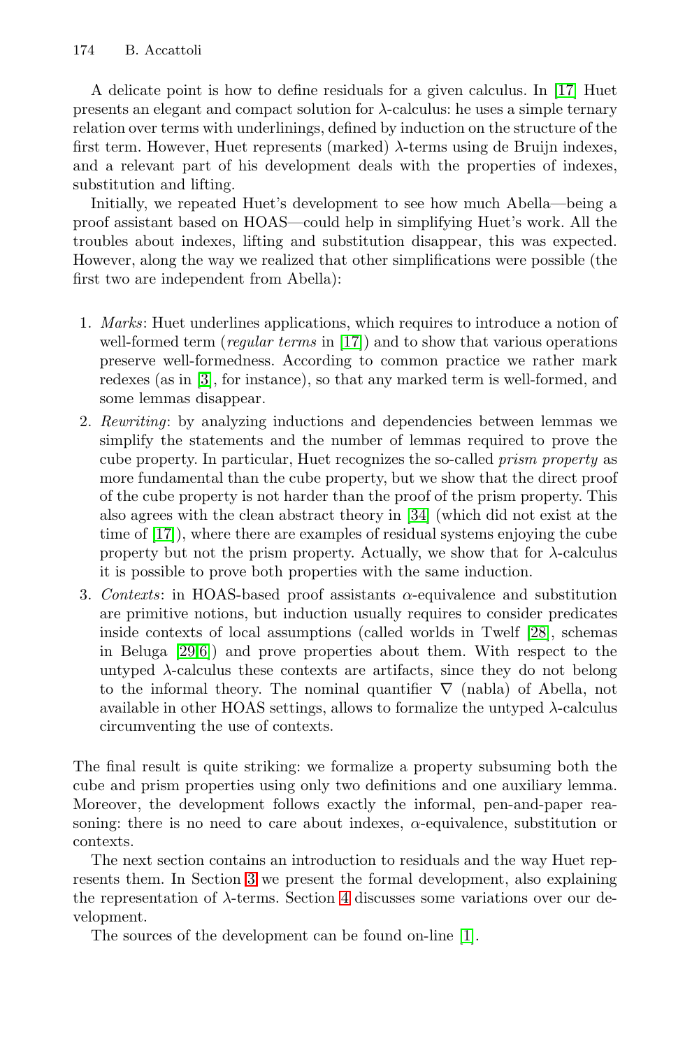A delicate point is how to define residuals for a given calculus. In [17] Huet presents an elegant and compact solution for $\lambda$-calculus: he uses a simple ternary relation over terms with underlinings, defined by induction on the structure of the first term. However, Huet represents (marked) $\lambda$-terms using de Bruijn indexes, and a relevant part of his development deals with the properties of indexes, substitution and lifting.

Initially, we repeated Huet's development to see how much Abella—being a proof assistant based on HOAS—could help in simplifying Huet's work. All the troubles about indexes, lifting and substitution disappear, this was expected. However, along the way we realized that other simplifications were possible (the first two are independent from Abella):

1. *Marks*: Huet underlines applications, which requires to introduce a notion of well-formed term (*regular terms* in [17]) and to show that various operations preserve well-formedness. According to common practice we rather mark redexes (as in [3], for instance), so that any marked term is well-formed, and some lemmas disappear.
2. *Rewriting*: by analyzing inductions and dependencies between lemmas we simplify the statements and the number of lemmas required to prove the cube property. In particular, Huet recognizes the so-called *prism property* as more fundamental than the cube property, but we show that the direct proof of the cube property is not harder than the proof of the prism property. This also agrees with the clean abstract theory in [34] (which did not exist at the time of [17]), where there are examples of residual systems enjoying the cube property but not the prism property. Actually, we show that for $\lambda$-calculus it is possible to prove both properties with the same induction.
3. *Contexts*: in HOAS-based proof assistants $\alpha$-equivalence and substitution are primitive notions, but induction usually requires to consider predicates inside contexts of local assumptions (called worlds in Twelf [28], schemas in Beluga [29,6]) and prove properties about them. With respect to the untyped $\lambda$-calculus these contexts are artifacts, since they do not belong to the informal theory. The nominal quantifier $\nabla$ (nabla) of Abella, not available in other HOAS settings, allows to formalize the untyped $\lambda$-calculus circumventing the use of contexts.

The final result is quite striking: we formalize a property subsuming both the cube and prism properties using only two definitions and one auxiliary lemma. Moreover, the development follows exactly the informal, pen-and-paper reasoning: there is no need to care about indexes, $\alpha$-equivalence, substitution or contexts.

The next section contains an introduction to residuals and the way Huet represents them. In Section 3 we present the formal development, also explaining the representation of $\lambda$-terms. Section 4 discusses some variations over our development.

The sources of the development can be found on-line [1].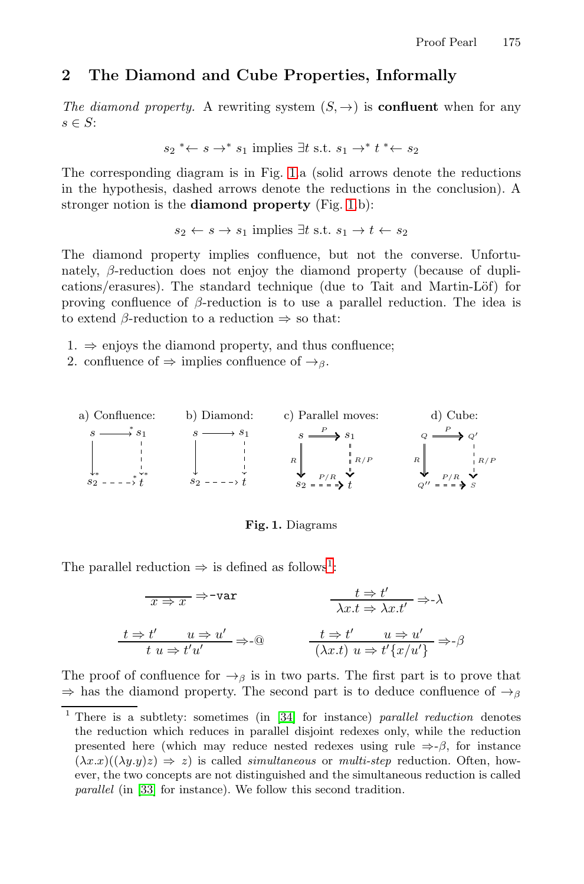## 2 The Diamond and Cube Properties, Informally

*The diamond property.* A rewriting system $(S, \rightarrow)$ is **confluent** when for any $s \in S$:

$$s_2 \;{}^*\!\!\leftarrow s \rightarrow^* s_1 \text{ implies } \exists t \text{ s.t. } s_1 \rightarrow^* t \;{}^*\!\!\leftarrow s_2$$

The corresponding diagram is in Fig. 1.a (solid arrows denote the reductions in the hypothesis, dashed arrows denote the reductions in the conclusion). A stronger notion is the **diamond property** (Fig. 1.b):

$$s_2 \leftarrow s \rightarrow s_1 \text{ implies } \exists t \text{ s.t. } s_1 \rightarrow t \leftarrow s_2$$

The diamond property implies confluence, but not the converse. Unfortunately, $\beta$-reduction does not enjoy the diamond property (because of duplications/erasures). The standard technique (due to Tait and Martin-Löf) for proving confluence of $\beta$-reduction is to use a parallel reduction. The idea is to extend $\beta$-reduction to a reduction $\Rightarrow$ so that:

1. $\Rightarrow$ enjoys the diamond property, and thus confluence;
2. confluence of $\Rightarrow$ implies confluence of $\rightarrow_\beta$.

a) Confluence: b) Diamond: c) Parallel moves: d) Cube:

**Fig. 1.** Diagrams

The parallel reduction $\Rightarrow$ is defined as follows[1]:

$$\frac{}{x \Rightarrow x}\Rightarrow\text{-var} \qquad\qquad \frac{t \Rightarrow t'}{\lambda x.t \Rightarrow \lambda x.t'}\Rightarrow\text{-}\lambda$$

$$\frac{t \Rightarrow t' \qquad u \Rightarrow u'}{t\ u \Rightarrow t'u'}\Rightarrow\text{-@} \qquad\qquad \frac{t \Rightarrow t' \qquad u \Rightarrow u'}{(\lambda x.t)\ u \Rightarrow t'\{x/u'\}}\Rightarrow\text{-}\beta$$

The proof of confluence for $\rightarrow_\beta$ is in two parts. The first part is to prove that $\Rightarrow$ has the diamond property. The second part is to deduce confluence of $\rightarrow_\beta$

[1] There is a subtlety: sometimes (in [34] for instance) *parallel reduction* denotes the reduction which reduces in parallel disjoint redexes only, while the reduction presented here (which may reduce nested redexes using rule $\Rightarrow$-$\beta$, for instance $(\lambda x.x)((\lambda y.y)z) \Rightarrow z$) is called *simultaneous* or *multi-step* reduction. Often, however, the two concepts are not distinguished and the simultaneous reduction is called *parallel* (in [33] for instance). We follow this second tradition.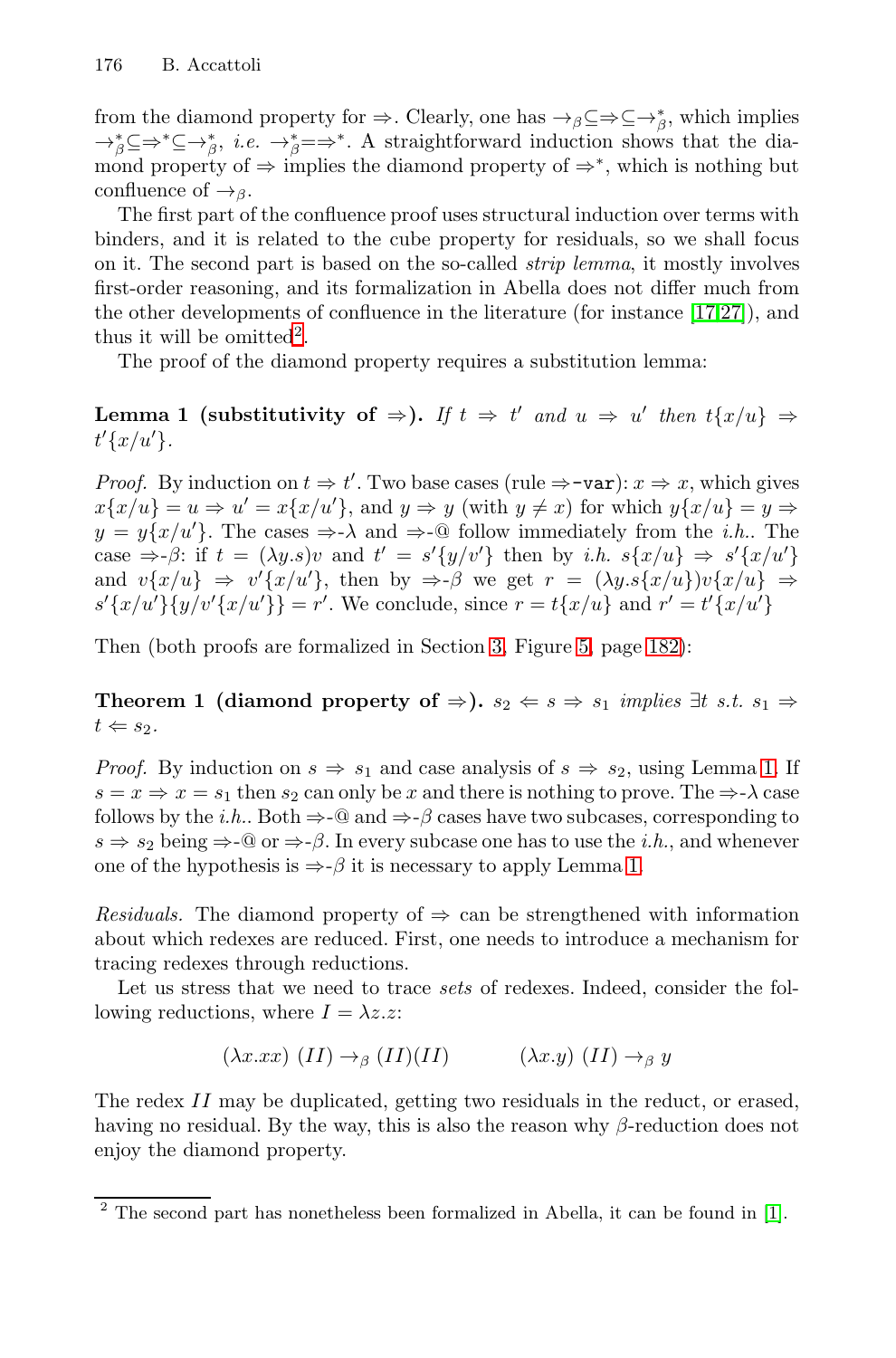from the diamond property for $\Rightarrow$. Clearly, one has $\rightarrow_\beta \subseteq \Rightarrow \subseteq \rightarrow_\beta^*$, which implies $\rightarrow_\beta^* \subseteq \Rightarrow^* \subseteq \rightarrow_\beta^*$, *i.e.* $\rightarrow_\beta^* = \Rightarrow^*$. A straightforward induction shows that the diamond property of $\Rightarrow$ implies the diamond property of $\Rightarrow^*$, which is nothing but confluence of $\rightarrow_\beta$.

The first part of the confluence proof uses structural induction over terms with binders, and it is related to the cube property for residuals, so we shall focus on it. The second part is based on the so-called *strip lemma*, it mostly involves first-order reasoning, and its formalization in Abella does not differ much from the other developments of confluence in the literature (for instance [17,27]), and thus it will be omitted[2].

The proof of the diamond property requires a substitution lemma:

**Lemma 1 (substitutivity of $\Rightarrow$).** *If $t \Rightarrow t'$ and $u \Rightarrow u'$ then $t\{x/u\} \Rightarrow t'\{x/u'\}$.*

*Proof.* By induction on $t \Rightarrow t'$. Two base cases (rule $\Rightarrow$-`var`): $x \Rightarrow x$, which gives $x\{x/u\} = u \Rightarrow u' = x\{x/u'\}$, and $y \Rightarrow y$ (with $y \neq x$) for which $y\{x/u\} = y \Rightarrow y = y\{x/u'\}$. The cases $\Rightarrow$-$\lambda$ and $\Rightarrow$-@ follow immediately from the *i.h.*. The case $\Rightarrow$-$\beta$: if $t = (\lambda y.s)v$ and $t' = s'\{y/v'\}$ then by *i.h.* $s\{x/u\} \Rightarrow s'\{x/u'\}$ and $v\{x/u\} \Rightarrow v'\{x/u'\}$, then by $\Rightarrow$-$\beta$ we get $r = (\lambda y.s\{x/u\})v\{x/u\} \Rightarrow s'\{x/u'\}\{y/v'\{x/u'\}\} = r'$. We conclude, since $r = t\{x/u\}$ and $r' = t'\{x/u'\}$

Then (both proofs are formalized in Section 3, Figure 5, page 182):

**Theorem 1 (diamond property of $\Rightarrow$).** *$s_2 \Leftarrow s \Rightarrow s_1$ implies $\exists t$ s.t. $s_1 \Rightarrow t \Leftarrow s_2$.*

*Proof.* By induction on $s \Rightarrow s_1$ and case analysis of $s \Rightarrow s_2$, using Lemma 1. If $s = x \Rightarrow x = s_1$ then $s_2$ can only be $x$ and there is nothing to prove. The $\Rightarrow$-$\lambda$ case follows by the *i.h.*. Both $\Rightarrow$-@ and $\Rightarrow$-$\beta$ cases have two subcases, corresponding to $s \Rightarrow s_2$ being $\Rightarrow$-@ or $\Rightarrow$-$\beta$. In every subcase one has to use the *i.h.*, and whenever one of the hypothesis is $\Rightarrow$-$\beta$ it is necessary to apply Lemma 1.

*Residuals.* The diamond property of $\Rightarrow$ can be strengthened with information about which redexes are reduced. First, one needs to introduce a mechanism for tracing redexes through reductions.

Let us stress that we need to trace *sets* of redexes. Indeed, consider the following reductions, where $I = \lambda z.z$:

$$(\lambda x.xx)\ (II) \rightarrow_\beta (II)(II) \qquad\qquad (\lambda x.y)\ (II) \rightarrow_\beta y$$

The redex $II$ may be duplicated, getting two residuals in the reduct, or erased, having no residual. By the way, this is also the reason why $\beta$-reduction does not enjoy the diamond property.

[2] The second part has nonetheless been formalized in Abella, it can be found in [1].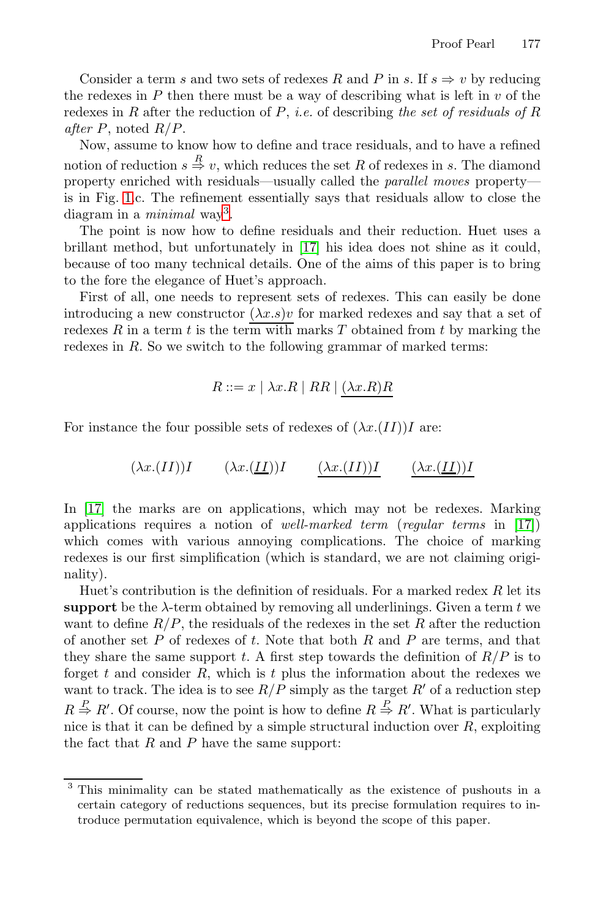Consider a term $s$ and two sets of redexes $R$ and $P$ in $s$. If $s \Rightarrow v$ by reducing the redexes in $P$ then there must be a way of describing what is left in $v$ of the redexes in $R$ after the reduction of $P$, *i.e.* of describing *the set of residuals of R after P*, noted $R/P$.

Now, assume to know how to define and trace residuals, and to have a refined notion of reduction $s \overset{R}{\Rightarrow} v$, which reduces the set $R$ of redexes in $s$. The diamond property enriched with residuals—usually called the *parallel moves* property—is in Fig. 1.c. The refinement essentially says that residuals allow to close the diagram in a *minimal* way[3].

The point is now how to define residuals and their reduction. Huet uses a brillant method, but unfortunately in [17] his idea does not shine as it could, because of too many technical details. One of the aims of this paper is to bring to the fore the elegance of Huet's approach.

First of all, one needs to represent sets of redexes. This can easily be done introducing a new constructor $\underline{(\lambda x.s)v}$ for marked redexes and say that a set of redexes $R$ in a term $t$ is the term with marks $T$ obtained from $t$ by marking the redexes in $R$. So we switch to the following grammar of marked terms:

$$R ::= x \mid \lambda x.R \mid RR \mid \underline{(\lambda x.R)R}$$

For instance the four possible sets of redexes of $(\lambda x.(II))I$ are:

$$(\lambda x.(II))I \qquad (\lambda x.(\underline{II}))I \qquad \underline{(\lambda x.(II))I} \qquad \underline{(\lambda x.(\underline{II}))I}$$

In [17] the marks are on applications, which may not be redexes. Marking applications requires a notion of *well-marked term* (*regular terms* in [17]) which comes with various annoying complications. The choice of marking redexes is our first simplification (which is standard, we are not claiming originality).

Huet's contribution is the definition of residuals. For a marked redex $R$ let its **support** be the $\lambda$-term obtained by removing all underlinings. Given a term $t$ we want to define $R/P$, the residuals of the redexes in the set $R$ after the reduction of another set $P$ of redexes of $t$. Note that both $R$ and $P$ are terms, and that they share the same support $t$. A first step towards the definition of $R/P$ is to forget $t$ and consider $R$, which is $t$ plus the information about the redexes we want to track. The idea is to see $R/P$ simply as the target $R'$ of a reduction step $R \overset{P}{\Rightarrow} R'$. Of course, now the point is how to define $R \overset{P}{\Rightarrow} R'$. What is particularly nice is that it can be defined by a simple structural induction over $R$, exploiting the fact that $R$ and $P$ have the same support:

---

[3] This minimality can be stated mathematically as the existence of pushouts in a certain category of reductions sequences, but its precise formulation requires to introduce permutation equivalence, which is beyond the scope of this paper.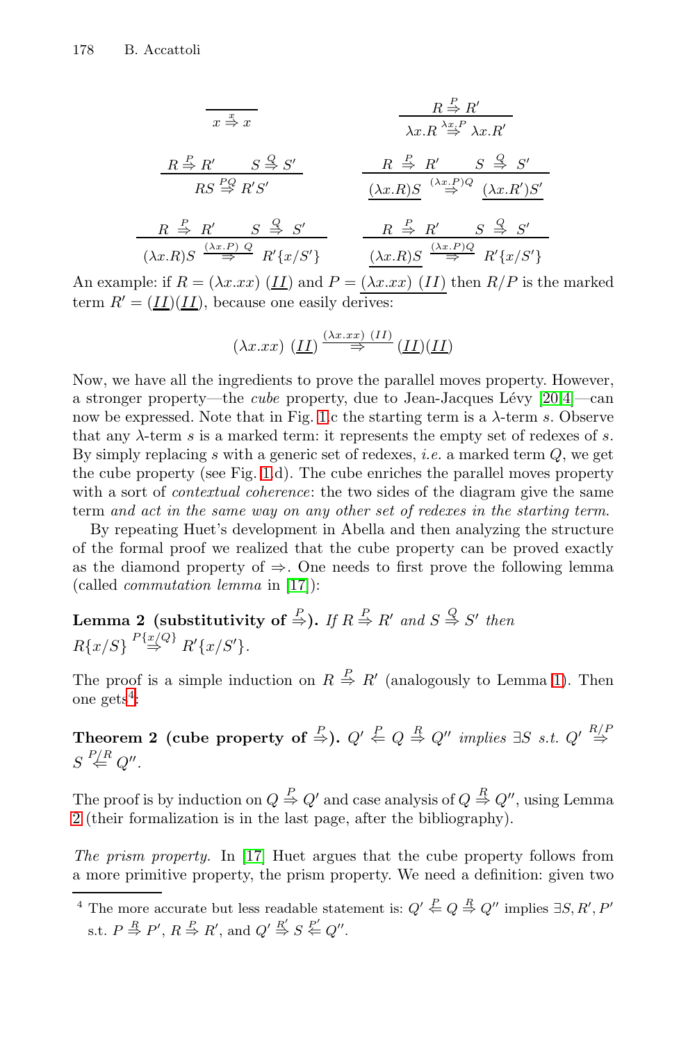$$\frac{}{x \overset{x}{\Rightarrow} x} \qquad \frac{R \overset{P}{\Rightarrow} R'}{\lambda x.R \overset{\lambda x.P}{\Rightarrow} \lambda x.R'}$$

$$\frac{R \overset{P}{\Rightarrow} R' \qquad S \overset{Q}{\Rightarrow} S'}{RS \overset{PQ}{\Rightarrow} R'S'} \qquad \frac{R \overset{P}{\Rightarrow} R' \qquad S \overset{Q}{\Rightarrow} S'}{\underline{(\lambda x.R)S} \overset{(\lambda x.P)Q}{\Rightarrow} \underline{(\lambda x.R')S'}}$$

$$\frac{R \overset{P}{\Rightarrow} R' \qquad S \overset{Q}{\Rightarrow} S'}{(\lambda x.R)S \overset{\underline{(\lambda x.P)\ Q}}{\Longrightarrow} R'\{x/S'\}} \qquad \frac{R \overset{P}{\Rightarrow} R' \qquad S \overset{Q}{\Rightarrow} S'}{\underline{(\lambda x.R)S} \overset{\underline{(\lambda x.P)Q}}{\Longrightarrow} R'\{x/S'\}}$$

An example: if $R = (\lambda x.xx)\ (\underline{II})$ and $P = \underline{(\lambda x.xx)\ (II)}$ then $R/P$ is the marked term $R' = (\underline{II})(\underline{II})$, because one easily derives:

$$(\lambda x.xx)\ (\underline{II}) \overset{\underline{(\lambda x.xx)\ (II)}}{\Longrightarrow} (\underline{II})(\underline{II})$$

Now, we have all the ingredients to prove the parallel moves property. However, a stronger property—the *cube* property, due to Jean-Jacques Lévy [20,4]—can now be expressed. Note that in Fig. 1.c the starting term is a $\lambda$-term $s$. Observe that any $\lambda$-term $s$ is a marked term: it represents the empty set of redexes of $s$. By simply replacing $s$ with a generic set of redexes, *i.e.* a marked term $Q$, we get the cube property (see Fig. 1.d). The cube enriches the parallel moves property with a sort of *contextual coherence*: the two sides of the diagram give the same term *and act in the same way on any other set of redexes in the starting term.*

By repeating Huet's development in Abella and then analyzing the structure of the formal proof we realized that the cube property can be proved exactly as the diamond property of $\Rightarrow$. One needs to first prove the following lemma (called *commutation lemma* in [17]):

**Lemma 2 (substitutivity of $\overset{P}{\Rightarrow}$).** *If $R \overset{P}{\Rightarrow} R'$ and $S \overset{Q}{\Rightarrow} S'$ then $R\{x/S\} \overset{P\{x/Q\}}{\Rightarrow} R'\{x/S'\}$.*

The proof is a simple induction on $R \overset{P}{\Rightarrow} R'$ (analogously to Lemma 1). Then one gets[4]:

**Theorem 2 (cube property of $\overset{P}{\Rightarrow}$).** *$Q' \overset{P}{\Leftarrow} Q \overset{R}{\Rightarrow} Q''$ implies $\exists S$ s.t. $Q' \overset{R/P}{\Rightarrow} S \overset{P/R}{\Leftarrow} Q''$.*

The proof is by induction on $Q \overset{P}{\Rightarrow} Q'$ and case analysis of $Q \overset{R}{\Rightarrow} Q''$, using Lemma 2 (their formalization is in the last page, after the bibliography).

*The prism property.* In [17] Huet argues that the cube property follows from a more primitive property, the prism property. We need a definition: given two

---

[4] The more accurate but less readable statement is: $Q' \overset{P}{\Leftarrow} Q \overset{R}{\Rightarrow} Q''$ implies $\exists S, R', P'$ s.t. $P \overset{R}{\Rightarrow} P'$, $R \overset{P}{\Rightarrow} R'$, and $Q' \overset{R'}{\Rightarrow} S \overset{P'}{\Leftarrow} Q''$.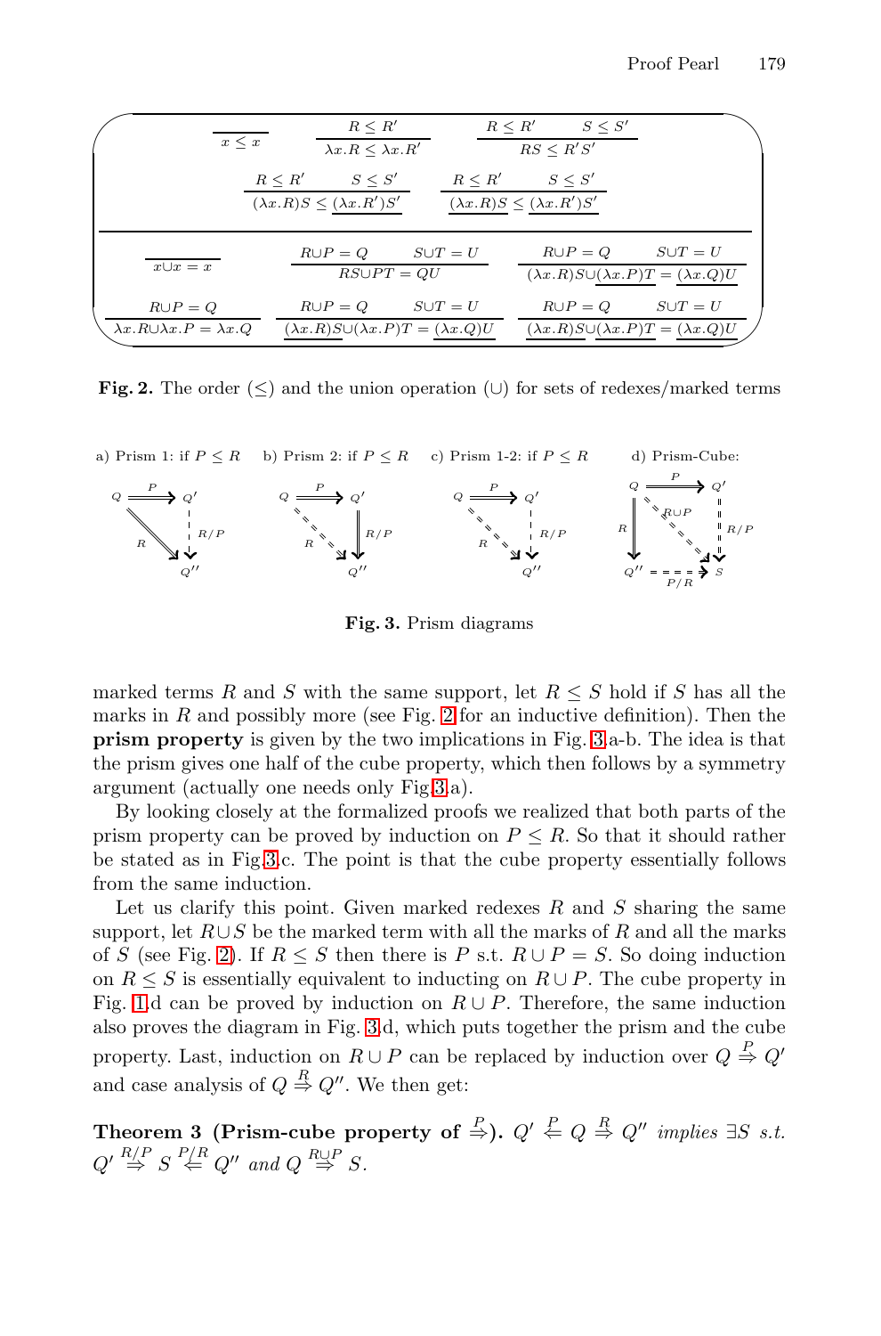$$\frac{}{x \leq x} \qquad \frac{R \leq R'}{\lambda x.R \leq \lambda x.R'} \qquad \frac{R \leq R' \quad S \leq S'}{RS \leq R'S'}$$

$$\frac{R \leq R' \quad S \leq S'}{(\lambda x.R)S \leq \underline{(\lambda x.R')}S'} \qquad \frac{R \leq R' \quad S \leq S'}{\underline{(\lambda x.R)}S \leq \underline{(\lambda x.R')}S'}$$

$$\frac{}{x \cup x = x} \qquad \frac{R \cup P = Q \quad S \cup T = U}{RS \cup PT = QU} \qquad \frac{R \cup P = Q \quad S \cup T = U}{(\lambda x.R)S \cup \underline{(\lambda x.P)}T = \underline{(\lambda x.Q)}U}$$

$$\frac{R \cup P = Q}{\lambda x.R \cup \lambda x.P = \lambda x.Q} \qquad \frac{R \cup P = Q \quad S \cup T = U}{\underline{(\lambda x.R)}S \cup (\lambda x.P)T = \underline{(\lambda x.Q)}U} \qquad \frac{R \cup P = Q \quad S \cup T = U}{\underline{(\lambda x.R)}S \cup \underline{(\lambda x.P)}T = \underline{(\lambda x.Q)}U}$$

**Fig. 2.** The order ($\leq$) and the union operation ($\cup$) for sets of redexes/marked terms

a) Prism 1: if $P \leq R$ b) Prism 2: if $P \leq R$ c) Prism 1-2: if $P \leq R$ d) Prism-Cube:

**Fig. 3.** Prism diagrams

marked terms $R$ and $S$ with the same support, let $R \leq S$ hold if $S$ has all the marks in $R$ and possibly more (see Fig. 2 for an inductive definition). Then the **prism property** is given by the two implications in Fig. 3.a-b. The idea is that the prism gives one half of the cube property, which then follows by a symmetry argument (actually one needs only Fig.3.a).

By looking closely at the formalized proofs we realized that both parts of the prism property can be proved by induction on $P \leq R$. So that it should rather be stated as in Fig.3.c. The point is that the cube property essentially follows from the same induction.

Let us clarify this point. Given marked redexes $R$ and $S$ sharing the same support, let $R \cup S$ be the marked term with all the marks of $R$ and all the marks of $S$ (see Fig. 2). If $R \leq S$ then there is $P$ s.t. $R \cup P = S$. So doing induction on $R \leq S$ is essentially equivalent to inducting on $R \cup P$. The cube property in Fig. 1.d can be proved by induction on $R \cup P$. Therefore, the same induction also proves the diagram in Fig. 3.d, which puts together the prism and the cube property. Last, induction on $R \cup P$ can be replaced by induction over $Q \overset{P}{\Rightarrow} Q'$ and case analysis of $Q \overset{R}{\Rightarrow} Q''$. We then get:

**Theorem 3 (Prism-cube property of $\overset{P}{\Rightarrow}$).** *$Q' \overset{P}{\Leftarrow} Q \overset{R}{\Rightarrow} Q''$ implies $\exists S$ s.t. $Q' \overset{R/P}{\Rightarrow} S \overset{P/R}{\Leftarrow} Q''$ and $Q \overset{R \cup P}{\Rightarrow} S$.*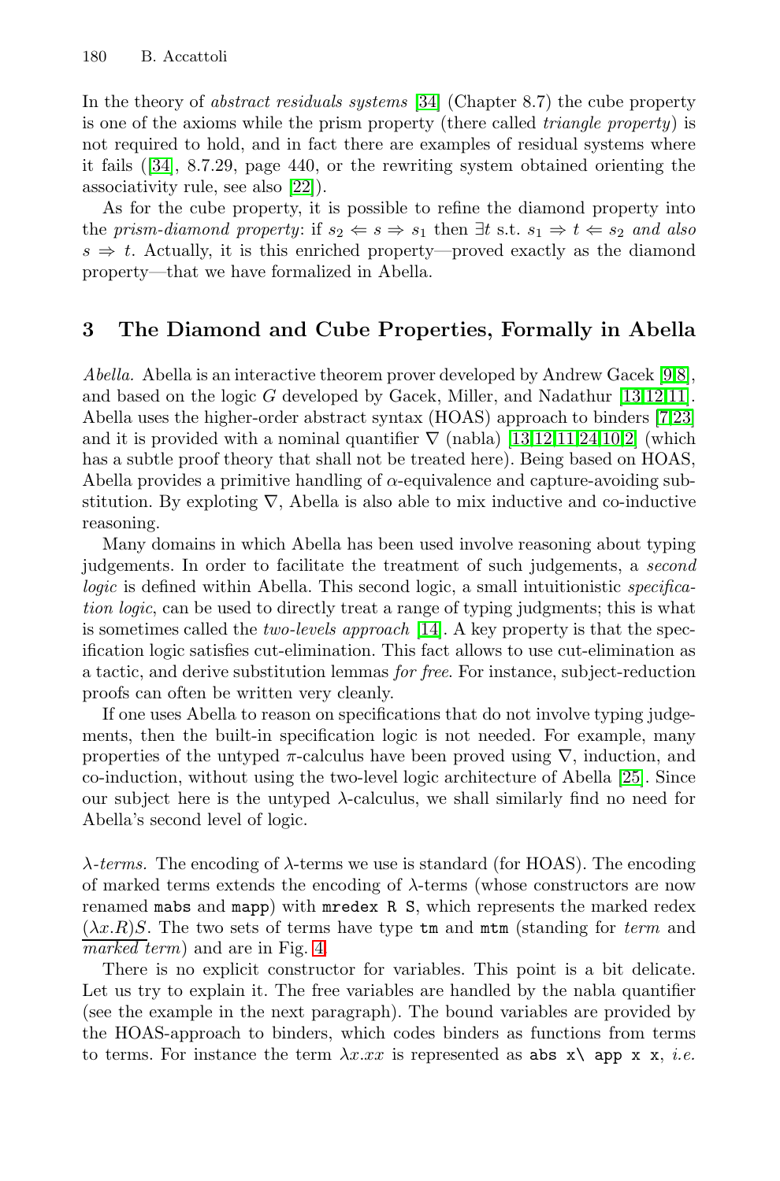In the theory of *abstract residuals systems* [34] (Chapter 8.7) the cube property is one of the axioms while the prism property (there called *triangle property*) is not required to hold, and in fact there are examples of residual systems where it fails ([34], 8.7.29, page 440, or the rewriting system obtained orienting the associativity rule, see also [22]).

As for the cube property, it is possible to refine the diamond property into the *prism-diamond property*: if $s_2 \Leftarrow s \Rightarrow s_1$ then $\exists t$ s.t. $s_1 \Rightarrow t \Leftarrow s_2$ *and also* $s \Rightarrow t$. Actually, it is this enriched property—proved exactly as the diamond property—that we have formalized in Abella.

## 3 The Diamond and Cube Properties, Formally in Abella

*Abella.* Abella is an interactive theorem prover developed by Andrew Gacek [9,8], and based on the logic $G$ developed by Gacek, Miller, and Nadathur [13,12,11]. Abella uses the higher-order abstract syntax (HOAS) approach to binders [7,23] and it is provided with a nominal quantifier $\nabla$ (nabla) [13,12,11,24,10,2] (which has a subtle proof theory that shall not be treated here). Being based on HOAS, Abella provides a primitive handling of $\alpha$-equivalence and capture-avoiding substitution. By exploting $\nabla$, Abella is also able to mix inductive and co-inductive reasoning.

Many domains in which Abella has been used involve reasoning about typing judgements. In order to facilitate the treatment of such judgements, a *second logic* is defined within Abella. This second logic, a small intuitionistic *specification logic*, can be used to directly treat a range of typing judgments; this is what is sometimes called the *two-levels approach* [14]. A key property is that the specification logic satisfies cut-elimination. This fact allows to use cut-elimination as a tactic, and derive substitution lemmas *for free*. For instance, subject-reduction proofs can often be written very cleanly.

If one uses Abella to reason on specifications that do not involve typing judgements, then the built-in specification logic is not needed. For example, many properties of the untyped $\pi$-calculus have been proved using $\nabla$, induction, and co-induction, without using the two-level logic architecture of Abella [25]. Since our subject here is the untyped $\lambda$-calculus, we shall similarly find no need for Abella's second level of logic.

*$\lambda$-terms.* The encoding of $\lambda$-terms we use is standard (for HOAS). The encoding of marked terms extends the encoding of $\lambda$-terms (whose constructors are now renamed `mabs` and `mapp`) with `mredex R S`, which represents the marked redex $(\underline{\lambda x}.R)S$. The two sets of terms have type `tm` and `mtm` (standing for *term* and *marked term*) and are in Fig. 4.

There is no explicit constructor for variables. This point is a bit delicate. Let us try to explain it. The free variables are handled by the nabla quantifier (see the example in the next paragraph). The bound variables are provided by the HOAS-approach to binders, which codes binders as functions from terms to terms. For instance the term $\lambda x.xx$ is represented as `abs x\ app x x`, *i.e.*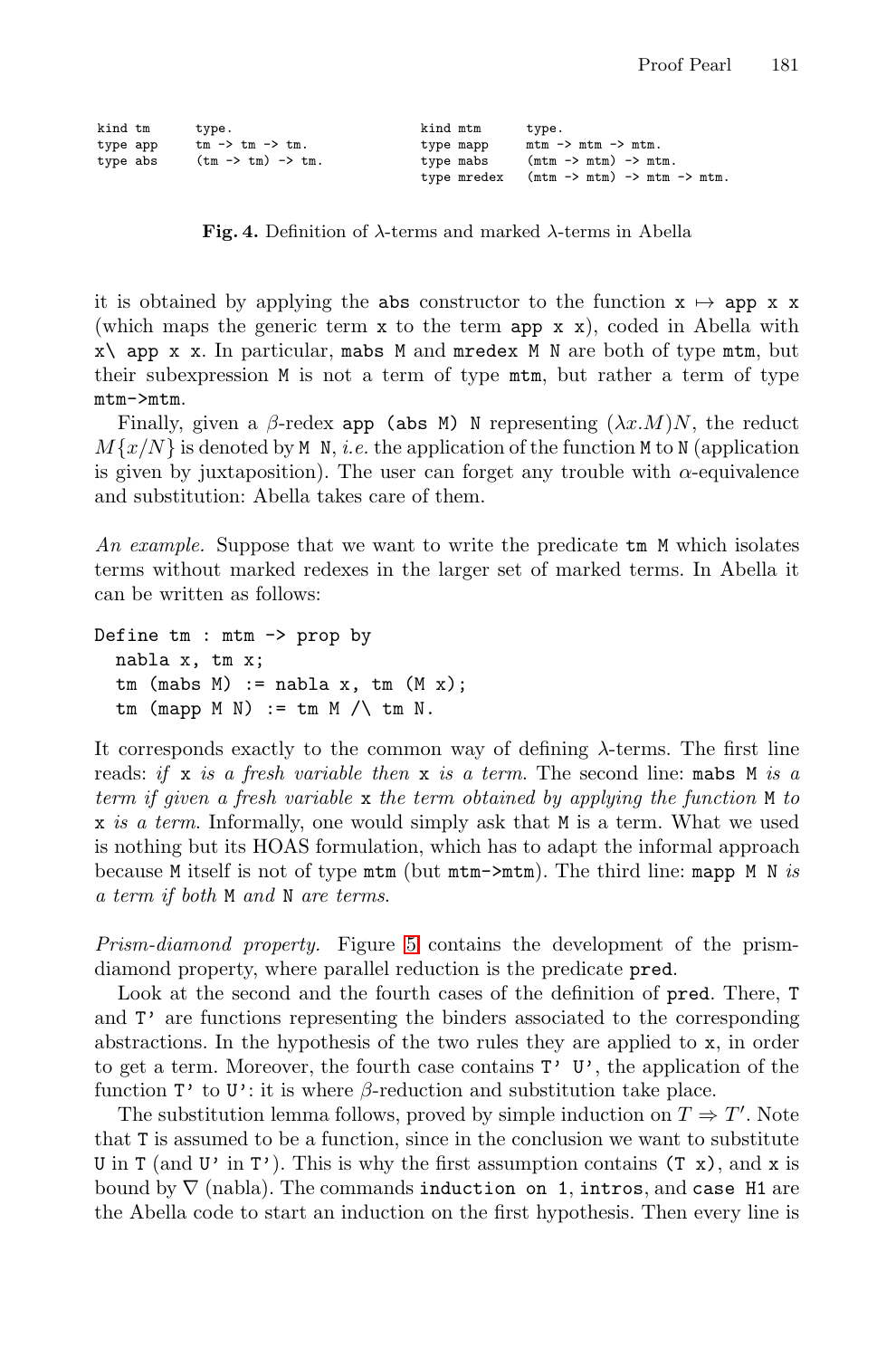```
kind tm       type.
type app      tm -> tm -> tm.
type abs      (tm -> tm) -> tm.
```

```
kind mtm       type.
type mapp      mtm -> mtm -> mtm.
type mabs      (mtm -> mtm) -> mtm.
type mredex    (mtm -> mtm) -> mtm -> mtm.
```

**Fig. 4.** Definition of λ-terms and marked λ-terms in Abella

it is obtained by applying the `abs` constructor to the function `x` $\mapsto$ `app x x` (which maps the generic term `x` to the term `app x x`), coded in Abella with `x\ app x x`. In particular, `mabs M` and `mredex M N` are both of type `mtm`, but their subexpression `M` is not a term of type `mtm`, but rather a term of type `mtm->mtm`.

Finally, given a $\beta$-redex `app (abs M) N` representing $(\lambda x.M)N$, the reduct $M\{x/N\}$ is denoted by `M N`, *i.e.* the application of the function `M` to `N` (application is given by juxtaposition). The user can forget any trouble with $\alpha$-equivalence and substitution: Abella takes care of them.

*An example.* Suppose that we want to write the predicate `tm M` which isolates terms without marked redexes in the larger set of marked terms. In Abella it can be written as follows:

```
Define tm : mtm -> prop by
  nabla x, tm x;
  tm (mabs M) := nabla x, tm (M x);
  tm (mapp M N) := tm M /\ tm N.
```

It corresponds exactly to the common way of defining λ-terms. The first line reads: *if* `x` *is a fresh variable then* `x` *is a term.* The second line: `mabs M` *is a term if given a fresh variable* `x` *the term obtained by applying the function* `M` *to* `x` *is a term.* Informally, one would simply ask that `M` is a term. What we used is nothing but its HOAS formulation, which has to adapt the informal approach because `M` itself is not of type `mtm` (but `mtm->mtm`). The third line: `mapp M N` *is a term if both* `M` *and* `N` *are terms.*

*Prism-diamond property.* Figure 5 contains the development of the prism-diamond property, where parallel reduction is the predicate `pred`.

Look at the second and the fourth cases of the definition of `pred`. There, `T` and `T'` are functions representing the binders associated to the corresponding abstractions. In the hypothesis of the two rules they are applied to `x`, in order to get a term. Moreover, the fourth case contains `T' U'`, the application of the function `T'` to `U'`: it is where $\beta$-reduction and substitution take place.

The substitution lemma follows, proved by simple induction on $T \Rightarrow T'$. Note that `T` is assumed to be a function, since in the conclusion we want to substitute `U` in `T` (and `U'` in `T'`). This is why the first assumption contains `(T x)`, and `x` is bound by $\nabla$ (nabla). The commands `induction on 1`, `intros`, and `case H1` are the Abella code to start an induction on the first hypothesis. Then every line is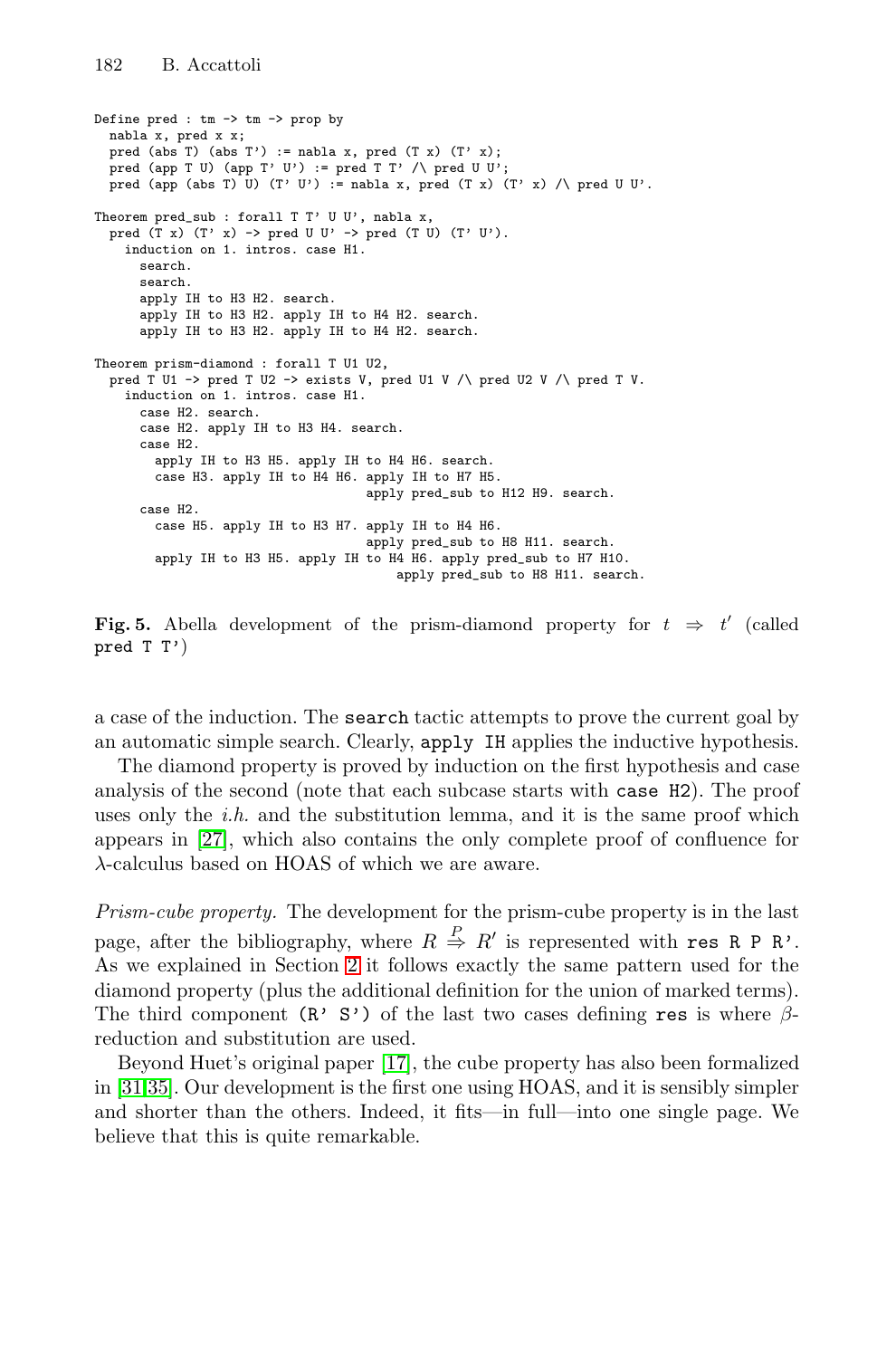```
Define pred : tm -> tm -> prop by
  nabla x, pred x x;
  pred (abs T) (abs T') := nabla x, pred (T x) (T' x);
  pred (app T U) (app T' U') := pred T T' /\ pred U U';
  pred (app (abs T) U) (T' U') := nabla x, pred (T x) (T' x) /\ pred U U'.

Theorem pred_sub : forall T T' U U', nabla x,
  pred (T x) (T' x) -> pred U U' -> pred (T U) (T' U').
    induction on 1. intros. case H1.
      search.
      search.
      apply IH to H3 H2. search.
      apply IH to H3 H2. apply IH to H4 H2. search.
      apply IH to H3 H2. apply IH to H4 H2. search.

Theorem prism-diamond : forall T U1 U2,
  pred T U1 -> pred T U2 -> exists V, pred U1 V /\ pred U2 V /\ pred T V.
    induction on 1. intros. case H1.
      case H2. search.
      case H2. apply IH to H3 H4. search.
      case H2.
        apply IH to H3 H5. apply IH to H4 H6. search.
        case H3. apply IH to H4 H6. apply IH to H7 H5.
                                apply pred_sub to H12 H9. search.
      case H2.
        case H5. apply IH to H3 H7. apply IH to H4 H6.
                                apply pred_sub to H8 H11. search.
        apply IH to H3 H5. apply IH to H4 H6. apply pred_sub to H7 H10.
                                    apply pred_sub to H8 H11. search.
```

**Fig. 5.** Abella development of the prism-diamond property for $t \Rightarrow t'$ (called `pred T T'`)

a case of the induction. The `search` tactic attempts to prove the current goal by an automatic simple search. Clearly, `apply IH` applies the inductive hypothesis.

The diamond property is proved by induction on the first hypothesis and case analysis of the second (note that each subcase starts with `case H2`). The proof uses only the *i.h.* and the substitution lemma, and it is the same proof which appears in [27], which also contains the only complete proof of confluence for $\lambda$-calculus based on HOAS of which we are aware.

*Prism-cube property.* The development for the prism-cube property is in the last page, after the bibliography, where $R \overset{P}{\Rightarrow} R'$ is represented with `res R P R'`. As we explained in Section 2 it follows exactly the same pattern used for the diamond property (plus the additional definition for the union of marked terms). The third component `(R' S')` of the last two cases defining `res` is where $\beta$-reduction and substitution are used.

Beyond Huet's original paper [17], the cube property has also been formalized in [31,35]. Our development is the first one using HOAS, and it is sensibly simpler and shorter than the others. Indeed, it fits—in full—into one single page. We believe that this is quite remarkable.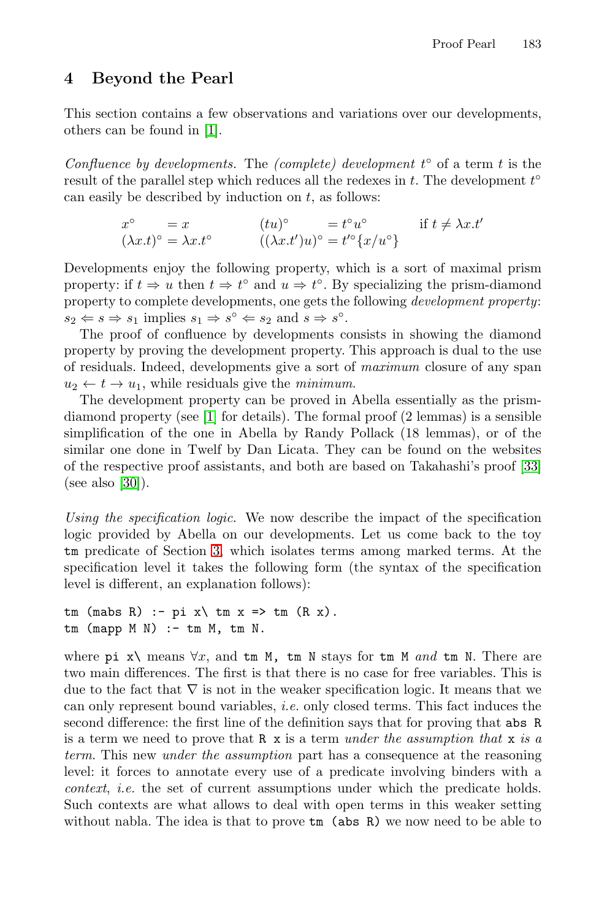## 4 Beyond the Pearl

This section contains a few observations and variations over our developments, others can be found in [1].

*Confluence by developments.* The *(complete) development* $t^\circ$ of a term $t$ is the result of the parallel step which reduces all the redexes in $t$. The development $t^\circ$ can easily be described by induction on $t$, as follows:

$$\begin{array}{llllll} x^\circ & = x & (tu)^\circ & = t^\circ u^\circ & \text{if } t \neq \lambda x.t' \\ (\lambda x.t)^\circ & = \lambda x.t^\circ & ((\lambda x.t')u)^\circ & = t'^\circ\{x/u^\circ\} & \end{array}$$

Developments enjoy the following property, which is a sort of maximal prism property: if $t \Rightarrow u$ then $t \Rightarrow t^\circ$ and $u \Rightarrow t^\circ$. By specializing the prism-diamond property to complete developments, one gets the following *development property*: $s_2 \Leftarrow s \Rightarrow s_1$ implies $s_1 \Rightarrow s^\circ \Leftarrow s_2$ and $s \Rightarrow s^\circ$.

The proof of confluence by developments consists in showing the diamond property by proving the development property. This approach is dual to the use of residuals. Indeed, developments give a sort of *maximum* closure of any span $u_2 \leftarrow t \rightarrow u_1$, while residuals give the *minimum*.

The development property can be proved in Abella essentially as the prism-diamond property (see [1] for details). The formal proof (2 lemmas) is a sensible simplification of the one in Abella by Randy Pollack (18 lemmas), or of the similar one done in Twelf by Dan Licata. They can be found on the websites of the respective proof assistants, and both are based on Takahashi's proof [33] (see also [30]).

*Using the specification logic.* We now describe the impact of the specification logic provided by Abella on our developments. Let us come back to the toy `tm` predicate of Section 3, which isolates terms among marked terms. At the specification level it takes the following form (the syntax of the specification level is different, an explanation follows):

```
tm (mabs R) :- pi x\ tm x => tm (R x).
tm (mapp M N) :- tm M, tm N.
```

where `pi x\` means $\forall x$, and `tm M, tm N` stays for `tm M` *and* `tm N`. There are two main differences. The first is that there is no case for free variables. This is due to the fact that $\nabla$ is not in the weaker specification logic. It means that we can only represent bound variables, *i.e.* only closed terms. This fact induces the second difference: the first line of the definition says that for proving that `abs R` is a term we need to prove that `R x` is a term *under the assumption that* `x` *is a term*. This new *under the assumption* part has a consequence at the reasoning level: it forces to annotate every use of a predicate involving binders with a *context*, *i.e.* the set of current assumptions under which the predicate holds. Such contexts are what allows to deal with open terms in this weaker setting without nabla. The idea is that to prove `tm (abs R)` we now need to be able to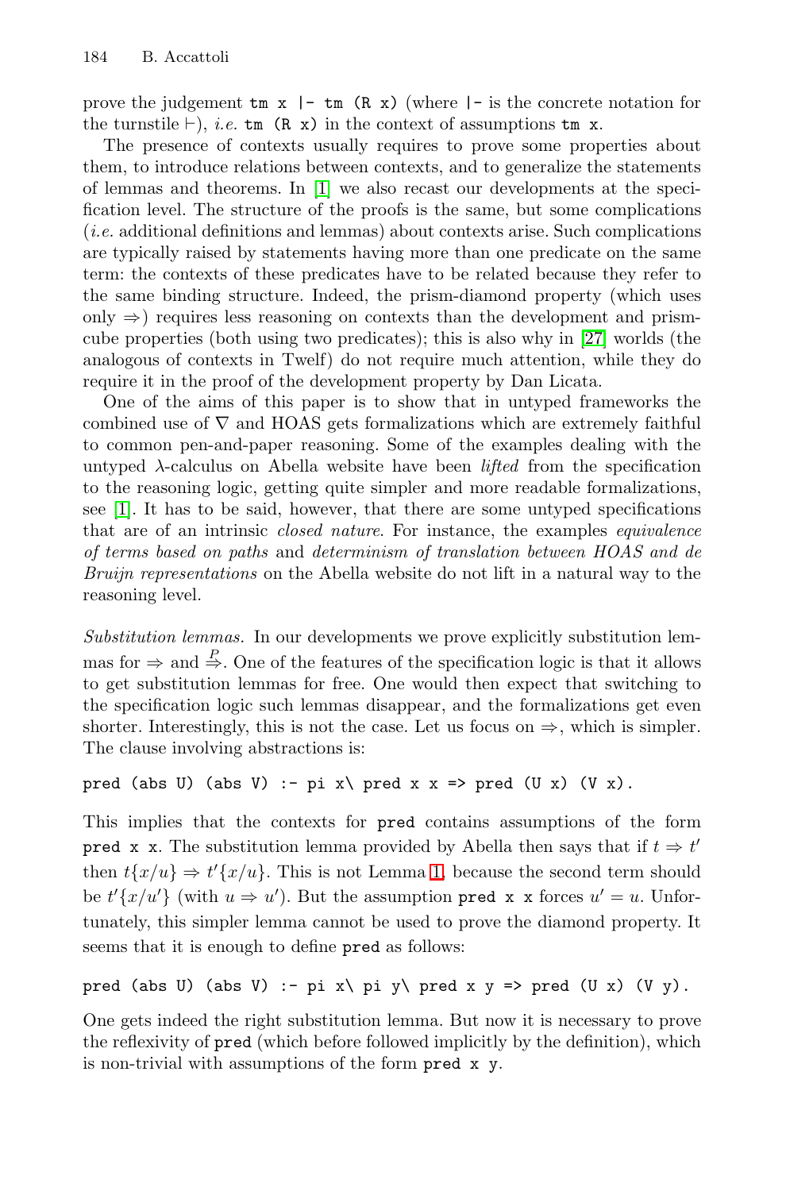prove the judgement `tm x |- tm (R x)` (where `|-` is the concrete notation for the turnstile $\vdash$), *i.e.* `tm (R x)` in the context of assumptions `tm x`.

The presence of contexts usually requires to prove some properties about them, to introduce relations between contexts, and to generalize the statements of lemmas and theorems. In [1] we also recast our developments at the specification level. The structure of the proofs is the same, but some complications (*i.e.* additional definitions and lemmas) about contexts arise. Such complications are typically raised by statements having more than one predicate on the same term: the contexts of these predicates have to be related because they refer to the same binding structure. Indeed, the prism-diamond property (which uses only $\Rightarrow$) requires less reasoning on contexts than the development and prism-cube properties (both using two predicates); this is also why in [27] worlds (the analogous of contexts in Twelf) do not require much attention, while they do require it in the proof of the development property by Dan Licata.

One of the aims of this paper is to show that in untyped frameworks the combined use of $\nabla$ and HOAS gets formalizations which are extremely faithful to common pen-and-paper reasoning. Some of the examples dealing with the untyped $\lambda$-calculus on Abella website have been *lifted* from the specification to the reasoning logic, getting quite simpler and more readable formalizations, see [1]. It has to be said, however, that there are some untyped specifications that are of an intrinsic *closed nature*. For instance, the examples *equivalence of terms based on paths* and *determinism of translation between HOAS and de Bruijn representations* on the Abella website do not lift in a natural way to the reasoning level.

*Substitution lemmas.* In our developments we prove explicitly substitution lemmas for $\Rightarrow$ and $\overset{P}{\Rightarrow}$. One of the features of the specification logic is that it allows to get substitution lemmas for free. One would then expect that switching to the specification logic such lemmas disappear, and the formalizations get even shorter. Interestingly, this is not the case. Let us focus on $\Rightarrow$, which is simpler. The clause involving abstractions is:

```
pred (abs U) (abs V) :- pi x\ pred x x => pred (U x) (V x).
```

This implies that the contexts for `pred` contains assumptions of the form `pred x x`. The substitution lemma provided by Abella then says that if $t \Rightarrow t'$ then $t\{x/u\} \Rightarrow t'\{x/u\}$. This is not Lemma 1, because the second term should be $t'\{x/u'\}$ (with $u \Rightarrow u'$). But the assumption `pred x x` forces $u' = u$. Unfortunately, this simpler lemma cannot be used to prove the diamond property. It seems that it is enough to define `pred` as follows:

```
pred (abs U) (abs V) :- pi x\ pi y\ pred x y => pred (U x) (V y).
```

One gets indeed the right substitution lemma. But now it is necessary to prove the reflexivity of `pred` (which before followed implicitly by the definition), which is non-trivial with assumptions of the form `pred x y`.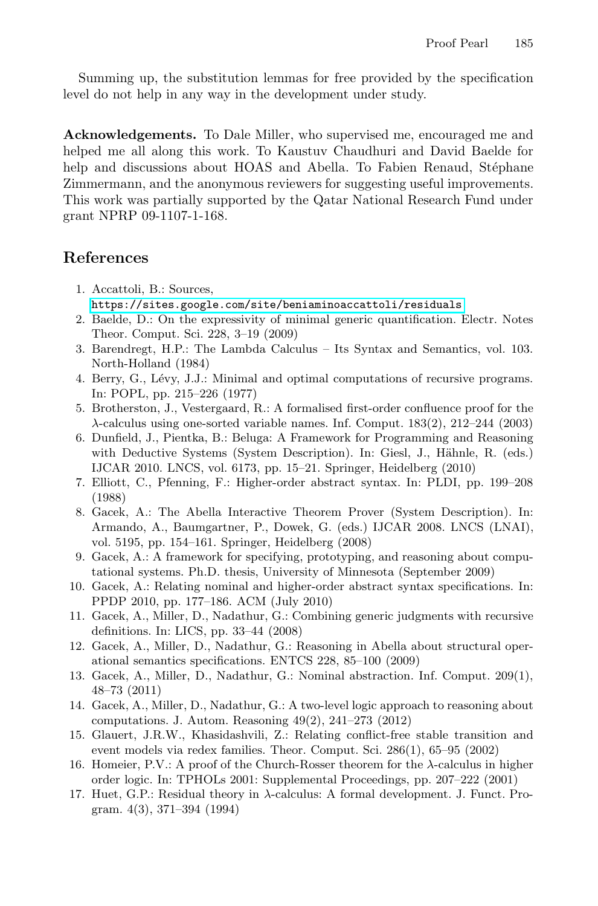Summing up, the substitution lemmas for free provided by the specification level do not help in any way in the development under study.

**Acknowledgements.** To Dale Miller, who supervised me, encouraged me and helped me all along this work. To Kaustuv Chaudhuri and David Baelde for help and discussions about HOAS and Abella. To Fabien Renaud, Stéphane Zimmermann, and the anonymous reviewers for suggesting useful improvements. This work was partially supported by the Qatar National Research Fund under grant NPRP 09-1107-1-168.

## References

1. Accattoli, B.: Sources, https://sites.google.com/site/beniaminoaccattoli/residuals
2. Baelde, D.: On the expressivity of minimal generic quantification. Electr. Notes Theor. Comput. Sci. 228, 3–19 (2009)
3. Barendregt, H.P.: The Lambda Calculus – Its Syntax and Semantics, vol. 103. North-Holland (1984)
4. Berry, G., Lévy, J.J.: Minimal and optimal computations of recursive programs. In: POPL, pp. 215–226 (1977)
5. Brotherston, J., Vestergaard, R.: A formalised first-order confluence proof for the $\lambda$-calculus using one-sorted variable names. Inf. Comput. 183(2), 212–244 (2003)
6. Dunfield, J., Pientka, B.: Beluga: A Framework for Programming and Reasoning with Deductive Systems (System Description). In: Giesl, J., Hähnle, R. (eds.) IJCAR 2010. LNCS, vol. 6173, pp. 15–21. Springer, Heidelberg (2010)
7. Elliott, C., Pfenning, F.: Higher-order abstract syntax. In: PLDI, pp. 199–208 (1988)
8. Gacek, A.: The Abella Interactive Theorem Prover (System Description). In: Armando, A., Baumgartner, P., Dowek, G. (eds.) IJCAR 2008. LNCS (LNAI), vol. 5195, pp. 154–161. Springer, Heidelberg (2008)
9. Gacek, A.: A framework for specifying, prototyping, and reasoning about computational systems. Ph.D. thesis, University of Minnesota (September 2009)
10. Gacek, A.: Relating nominal and higher-order abstract syntax specifications. In: PPDP 2010, pp. 177–186. ACM (July 2010)
11. Gacek, A., Miller, D., Nadathur, G.: Combining generic judgments with recursive definitions. In: LICS, pp. 33–44 (2008)
12. Gacek, A., Miller, D., Nadathur, G.: Reasoning in Abella about structural operational semantics specifications. ENTCS 228, 85–100 (2009)
13. Gacek, A., Miller, D., Nadathur, G.: Nominal abstraction. Inf. Comput. 209(1), 48–73 (2011)
14. Gacek, A., Miller, D., Nadathur, G.: A two-level logic approach to reasoning about computations. J. Autom. Reasoning 49(2), 241–273 (2012)
15. Glauert, J.R.W., Khasidashvili, Z.: Relating conflict-free stable transition and event models via redex families. Theor. Comput. Sci. 286(1), 65–95 (2002)
16. Homeier, P.V.: A proof of the Church-Rosser theorem for the $\lambda$-calculus in higher order logic. In: TPHOLs 2001: Supplemental Proceedings, pp. 207–222 (2001)
17. Huet, G.P.: Residual theory in $\lambda$-calculus: A formal development. J. Funct. Program. 4(3), 371–394 (1994)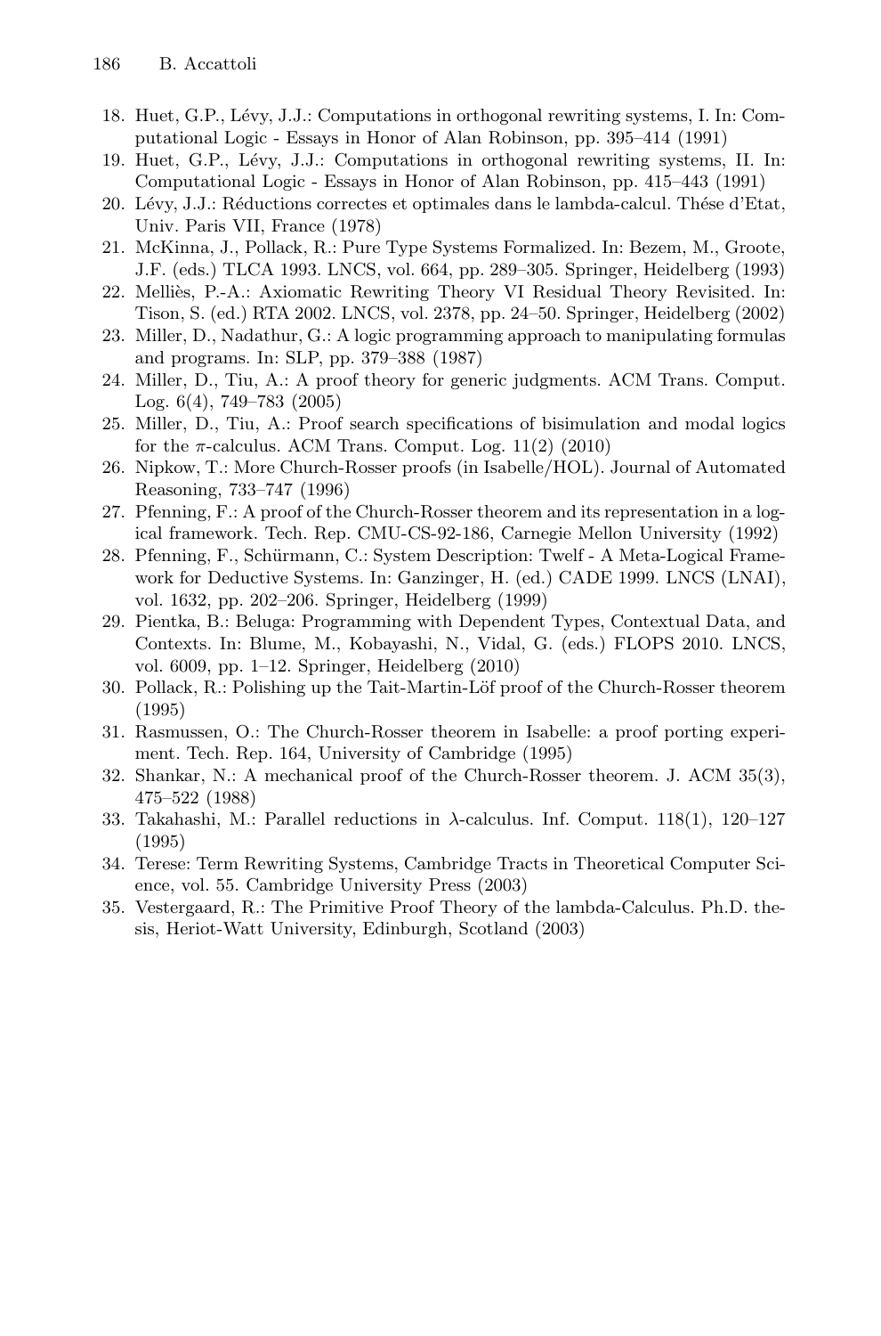18. Huet, G.P., Lévy, J.J.: Computations in orthogonal rewriting systems, I. In: Computational Logic - Essays in Honor of Alan Robinson, pp. 395–414 (1991)
19. Huet, G.P., Lévy, J.J.: Computations in orthogonal rewriting systems, II. In: Computational Logic - Essays in Honor of Alan Robinson, pp. 415–443 (1991)
20. Lévy, J.J.: Réductions correctes et optimales dans le lambda-calcul. Thése d'Etat, Univ. Paris VII, France (1978)
21. McKinna, J., Pollack, R.: Pure Type Systems Formalized. In: Bezem, M., Groote, J.F. (eds.) TLCA 1993. LNCS, vol. 664, pp. 289–305. Springer, Heidelberg (1993)
22. Melliès, P.-A.: Axiomatic Rewriting Theory VI Residual Theory Revisited. In: Tison, S. (ed.) RTA 2002. LNCS, vol. 2378, pp. 24–50. Springer, Heidelberg (2002)
23. Miller, D., Nadathur, G.: A logic programming approach to manipulating formulas and programs. In: SLP, pp. 379–388 (1987)
24. Miller, D., Tiu, A.: A proof theory for generic judgments. ACM Trans. Comput. Log. 6(4), 749–783 (2005)
25. Miller, D., Tiu, A.: Proof search specifications of bisimulation and modal logics for the $\pi$-calculus. ACM Trans. Comput. Log. 11(2) (2010)
26. Nipkow, T.: More Church-Rosser proofs (in Isabelle/HOL). Journal of Automated Reasoning, 733–747 (1996)
27. Pfenning, F.: A proof of the Church-Rosser theorem and its representation in a logical framework. Tech. Rep. CMU-CS-92-186, Carnegie Mellon University (1992)
28. Pfenning, F., Schürmann, C.: System Description: Twelf - A Meta-Logical Framework for Deductive Systems. In: Ganzinger, H. (ed.) CADE 1999. LNCS (LNAI), vol. 1632, pp. 202–206. Springer, Heidelberg (1999)
29. Pientka, B.: Beluga: Programming with Dependent Types, Contextual Data, and Contexts. In: Blume, M., Kobayashi, N., Vidal, G. (eds.) FLOPS 2010. LNCS, vol. 6009, pp. 1–12. Springer, Heidelberg (2010)
30. Pollack, R.: Polishing up the Tait-Martin-Löf proof of the Church-Rosser theorem (1995)
31. Rasmussen, O.: The Church-Rosser theorem in Isabelle: a proof porting experiment. Tech. Rep. 164, University of Cambridge (1995)
32. Shankar, N.: A mechanical proof of the Church-Rosser theorem. J. ACM 35(3), 475–522 (1988)
33. Takahashi, M.: Parallel reductions in $\lambda$-calculus. Inf. Comput. 118(1), 120–127 (1995)
34. Terese: Term Rewriting Systems, Cambridge Tracts in Theoretical Computer Science, vol. 55. Cambridge University Press (2003)
35. Vestergaard, R.: The Primitive Proof Theory of the lambda-Calculus. Ph.D. thesis, Heriot-Watt University, Edinburgh, Scotland (2003)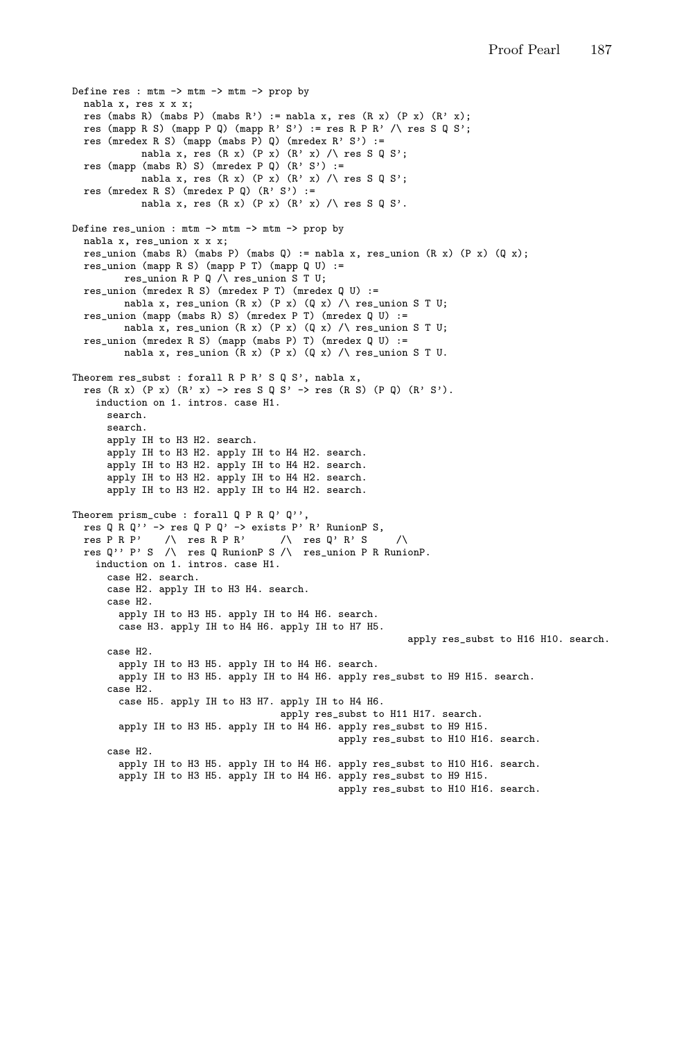```
Define res : mtm -> mtm -> mtm -> prop by
  nabla x, res x x x;
  res (mabs R) (mabs P) (mabs R') := nabla x, res (R x) (P x) (R' x);
  res (mapp R S) (mapp P Q) (mapp R' S') := res R P R' /\ res S Q S';
  res (mredex R S) (mapp (mabs P) Q) (mredex R' S') :=
            nabla x, res (R x) (P x) (R' x) /\ res S Q S';
  res (mapp (mabs R) S) (mredex P Q) (R' S') :=
            nabla x, res (R x) (P x) (R' x) /\ res S Q S';
  res (mredex R S) (mredex P Q) (R' S') :=
            nabla x, res (R x) (P x) (R' x) /\ res S Q S'.

Define res_union : mtm -> mtm -> mtm -> prop by
  nabla x, res_union x x x;
  res_union (mabs R) (mabs P) (mabs Q) := nabla x, res_union (R x) (P x) (Q x);
  res_union (mapp R S) (mapp P T) (mapp Q U) :=
         res_union R P Q /\ res_union S T U;
  res_union (mredex R S) (mredex P T) (mredex Q U) :=
         nabla x, res_union (R x) (P x) (Q x) /\ res_union S T U;
  res_union (mapp (mabs R) S) (mredex P T) (mredex Q U) :=
         nabla x, res_union (R x) (P x) (Q x) /\ res_union S T U;
  res_union (mredex R S) (mapp (mabs P) T) (mredex Q U) :=
         nabla x, res_union (R x) (P x) (Q x) /\ res_union S T U.

Theorem res_subst : forall R P R' S Q S', nabla x,
  res (R x) (P x) (R' x) -> res S Q S' -> res (R S) (P Q) (R' S').
    induction on 1. intros. case H1.
      search.
      search.
      apply IH to H3 H2. search.
      apply IH to H3 H2. apply IH to H4 H2. search.
      apply IH to H3 H2. apply IH to H4 H2. search.
      apply IH to H3 H2. apply IH to H4 H2. search.
      apply IH to H3 H2. apply IH to H4 H2. search.

Theorem prism_cube : forall Q P R Q' Q'',
  res Q R Q'' -> res Q P Q' -> exists P' R' RunionP S,
  res P R P'    /\  res R P R'      /\  res Q' R' S     /\
  res Q'' P' S  /\  res Q RunionP S /\  res_union P R RunionP.
    induction on 1. intros. case H1.
      case H2. search.
      case H2. apply IH to H3 H4. search.
      case H2.
        apply IH to H3 H5. apply IH to H4 H6. search.
        case H3. apply IH to H4 H6. apply IH to H7 H5.
                                                        apply res_subst to H16 H10. search.
      case H2.
        apply IH to H3 H5. apply IH to H4 H6. search.
        apply IH to H3 H5. apply IH to H4 H6. apply res_subst to H9 H15. search.
      case H2.
        case H5. apply IH to H3 H7. apply IH to H4 H6.
                                  apply res_subst to H11 H17. search.
        apply IH to H3 H5. apply IH to H4 H6. apply res_subst to H9 H15.
                                             apply res_subst to H10 H16. search.
      case H2.
        apply IH to H3 H5. apply IH to H4 H6. apply res_subst to H10 H16. search.
        apply IH to H3 H5. apply IH to H4 H6. apply res_subst to H9 H15.
                                             apply res_subst to H10 H16. search.
```